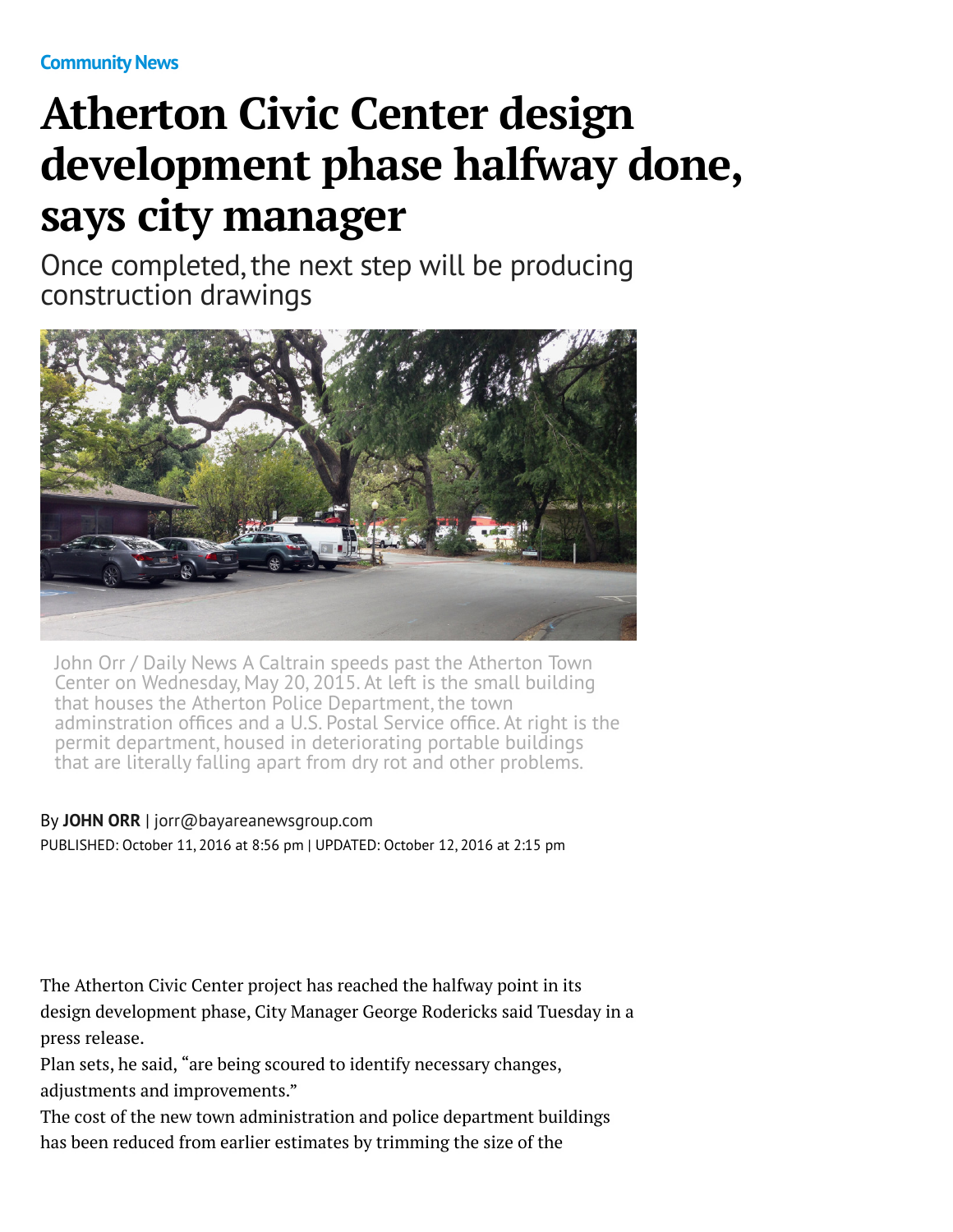Community News

# Atherton Civic Center design development phase halfway done, says city manager

Once completed, the next step will be producing construction drawings

John Orr / Daily News A Caltrain speeds past the Atherton Town Center on Wednesday, May 20, 2015. At left is the small building that houses the Atherton Police Department, the town adminstration offices and a U.S. Postal Service office. At right is the permit department, housed in deteriorating portable buildings that are literally falling apart from dry rot and other problems.

By **JOHN ORR** | jorr@bayareanewsgroup.com

PUBLISHED: October 11, 2016 at 8:56 pm | UPDATED: October 12, 2016 at 2:15 pm

The Atherton Civic Center project has reached the halfway point in its design development phase, City Manager George Rodericks said Tuesday in a press release.

Plan sets, he said, "are being scoured to identify necessary changes, adjustments and improvements."

The cost of the new town administration and police department buildings has been reduced from earlier estimates by trimming the size of the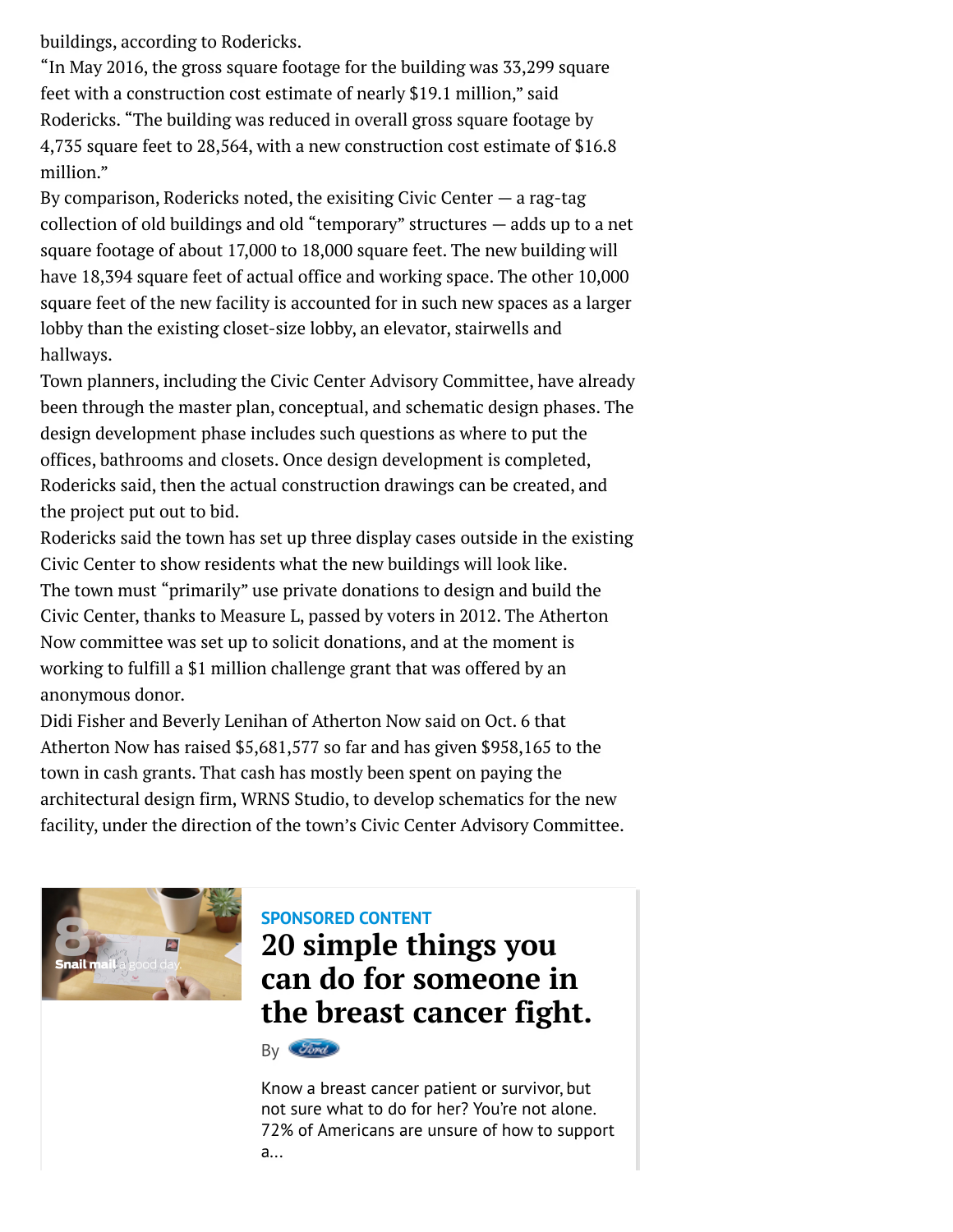buildings, according to Rodericks.

"In May 2016, the gross square footage for the building was 33,299 square feet with a construction cost estimate of nearly $19.1 million," said Rodericks. "The building was reduced in overall gross square footage by 4,735 square feet to 28,564, with a new construction cost estimate of $16.8 million."

By comparison, Rodericks noted, the exisiting Civic Center — a rag-tag collection of old buildings and old "temporary" structures — adds up to a net square footage of about 17,000 to 18,000 square feet. The new building will have 18,394 square feet of actual office and working space. The other 10,000 square feet of the new facility is accounted for in such new spaces as a larger lobby than the existing closet-size lobby, an elevator, stairwells and hallways.

Town planners, including the Civic Center Advisory Committee, have already been through the master plan, conceptual, and schematic design phases. The design development phase includes such questions as where to put the offices, bathrooms and closets. Once design development is completed, Rodericks said, then the actual construction drawings can be created, and the project put out to bid.

Rodericks said the town has set up three display cases outside in the existing Civic Center to show residents what the new buildings will look like.

The town must "primarily" use private donations to design and build the Civic Center, thanks to Measure L, passed by voters in 2012. The Atherton Now committee was set up to solicit donations, and at the moment is working to fulfill a $1 million challenge grant that was offered by an anonymous donor.

Didi Fisher and Beverly Lenihan of Atherton Now said on Oct. 6 that Atherton Now has raised $5,681,577 so far and has given $958,165 to the town in cash grants. That cash has mostly been spent on paying the architectural design firm, WRNS Studio, to develop schematics for the new facility, under the direction of the town's Civic Center Advisory Committee.

SPONSORED CONTENT

**20 simple things you can do for someone in the breast cancer fight.**

By Ford

Know a breast cancer patient or survivor, but not sure what to do for her? You're not alone. 72% of Americans are unsure of how to support a...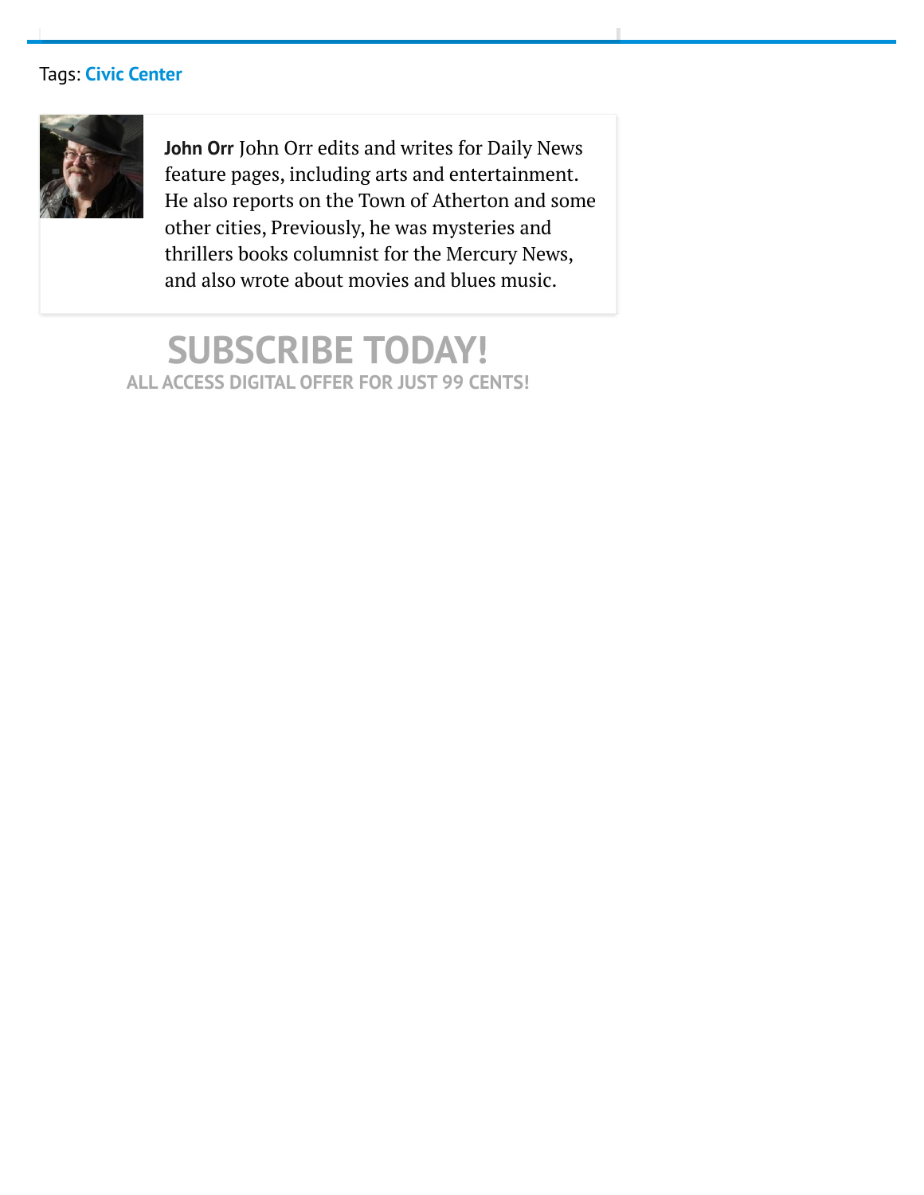Tags: **Civic Center**

**John Orr** John Orr edits and writes for Daily News feature pages, including arts and entertainment. He also reports on the Town of Atherton and some other cities, Previously, he was mysteries and thrillers books columnist for the Mercury News, and also wrote about movies and blues music.

**SUBSCRIBE TODAY!**

**ALL ACCESS DIGITAL OFFER FOR JUST 99 CENTS!**